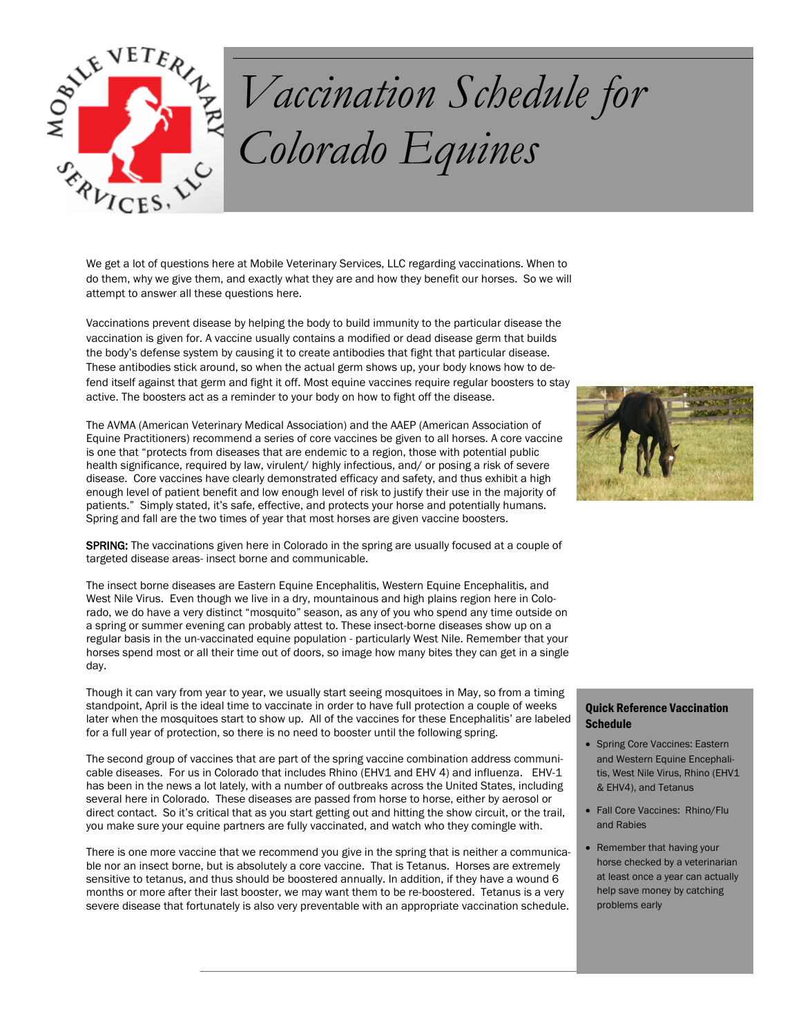# Vaccination Schedule for Colorado Equines

We get a lot of questions here at Mobile Veterinary Services, LLC regarding vaccinations. When to do them, why we give them, and exactly what they are and how they benefit our horses. So we will attempt to answer all these questions here.

Vaccinations prevent disease by helping the body to build immunity to the particular disease the vaccination is given for. A vaccine usually contains a modified or dead disease germ that builds the body's defense system by causing it to create antibodies that fight that particular disease. These antibodies stick around, so when the actual germ shows up, your body knows how to defend itself against that germ and fight it off. Most equine vaccines require regular boosters to stay active. The boosters act as a reminder to your body on how to fight off the disease.

The AVMA (American Veterinary Medical Association) and the AAEP (American Association of Equine Practitioners) recommend a series of core vaccines be given to all horses. A core vaccine is one that "protects from diseases that are endemic to a region, those with potential public health significance, required by law, virulent/ highly infectious, and/ or posing a risk of severe disease. Core vaccines have clearly demonstrated efficacy and safety, and thus exhibit a high enough level of patient benefit and low enough level of risk to justify their use in the majority of patients." Simply stated, it's safe, effective, and protects your horse and potentially humans. Spring and fall are the two times of year that most horses are given vaccine boosters.

**SPRING:** The vaccinations given here in Colorado in the spring are usually focused at a couple of targeted disease areas- insect borne and communicable.

The insect borne diseases are Eastern Equine Encephalitis, Western Equine Encephalitis, and West Nile Virus. Even though we live in a dry, mountainous and high plains region here in Colorado, we do have a very distinct "mosquito" season, as any of you who spend any time outside on a spring or summer evening can probably attest to. These insect-borne diseases show up on a regular basis in the un-vaccinated equine population - particularly West Nile. Remember that your horses spend most or all their time out of doors, so image how many bites they can get in a single day.

Though it can vary from year to year, we usually start seeing mosquitoes in May, so from a timing standpoint, April is the ideal time to vaccinate in order to have full protection a couple of weeks later when the mosquitoes start to show up. All of the vaccines for these Encephalitis' are labeled for a full year of protection, so there is no need to booster until the following spring.

The second group of vaccines that are part of the spring vaccine combination address communicable diseases. For us in Colorado that includes Rhino (EHV1 and EHV 4) and influenza. EHV-1 has been in the news a lot lately, with a number of outbreaks across the United States, including several here in Colorado. These diseases are passed from horse to horse, either by aerosol or direct contact. So it's critical that as you start getting out and hitting the show circuit, or the trail, you make sure your equine partners are fully vaccinated, and watch who they comingle with.

There is one more vaccine that we recommend you give in the spring that is neither a communicable nor an insect borne, but is absolutely a core vaccine. That is Tetanus. Horses are extremely sensitive to tetanus, and thus should be boostered annually. In addition, if they have a wound 6 months or more after their last booster, we may want them to be re-boostered. Tetanus is a very severe disease that fortunately is also very preventable with an appropriate vaccination schedule.

### Quick Reference Vaccination Schedule

- Spring Core Vaccines: Eastern and Western Equine Encephalitis, West Nile Virus, Rhino (EHV1 & EHV4), and Tetanus
- Fall Core Vaccines: Rhino/Flu and Rabies
- Remember that having your horse checked by a veterinarian at least once a year can actually help save money by catching problems early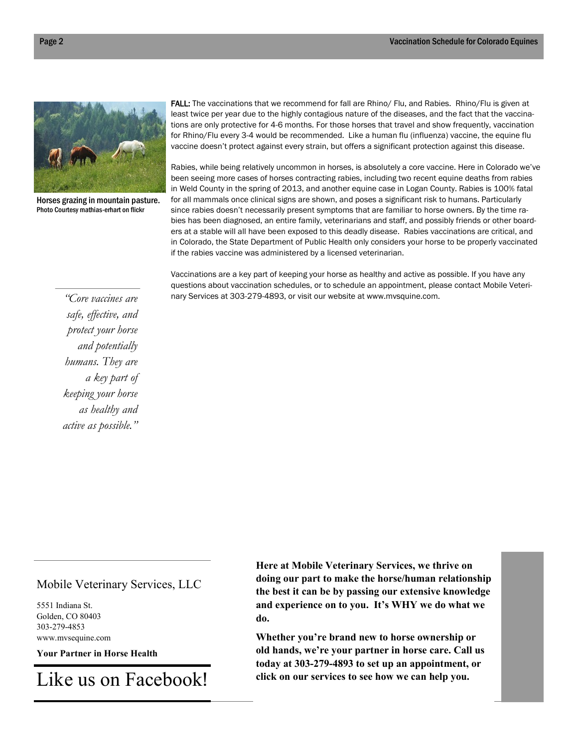Horses grazing in mountain pasture.
Photo Courtesy mathias-erhart on flickr

**FALL:** The vaccinations that we recommend for fall are Rhino/ Flu, and Rabies. Rhino/Flu is given at least twice per year due to the highly contagious nature of the diseases, and the fact that the vaccinations are only protective for 4-6 months. For those horses that travel and show frequently, vaccination for Rhino/Flu every 3-4 would be recommended. Like a human flu (influenza) vaccine, the equine flu vaccine doesn't protect against every strain, but offers a significant protection against this disease.

Rabies, while being relatively uncommon in horses, is absolutely a core vaccine. Here in Colorado we've been seeing more cases of horses contracting rabies, including two recent equine deaths from rabies in Weld County in the spring of 2013, and another equine case in Logan County. Rabies is 100% fatal for all mammals once clinical signs are shown, and poses a significant risk to humans. Particularly since rabies doesn't necessarily present symptoms that are familiar to horse owners. By the time rabies has been diagnosed, an entire family, veterinarians and staff, and possibly friends or other boarders at a stable will all have been exposed to this deadly disease. Rabies vaccinations are critical, and in Colorado, the State Department of Public Health only considers your horse to be properly vaccinated if the rabies vaccine was administered by a licensed veterinarian.

Vaccinations are a key part of keeping your horse as healthy and active as possible. If you have any questions about vaccination schedules, or to schedule an appointment, please contact Mobile Veterinary Services at 303-279-4893, or visit our website at www.mvsquine.com.

> *"Core vaccines are safe, effective, and protect your horse and potentially humans. They are a key part of keeping your horse as healthy and active as possible."*

## Mobile Veterinary Services, LLC

5551 Indiana St.
Golden, CO 80403
303-279-4853
www.mvsequine.com

**Your Partner in Horse Health**

# Like us on Facebook!

**Here at Mobile Veterinary Services, we thrive on doing our part to make the horse/human relationship the best it can be by passing our extensive knowledge and experience on to you. It's WHY we do what we do.**

**Whether you're brand new to horse ownership or old hands, we're your partner in horse care. Call us today at 303-279-4893 to set up an appointment, or click on our services to see how we can help you.**